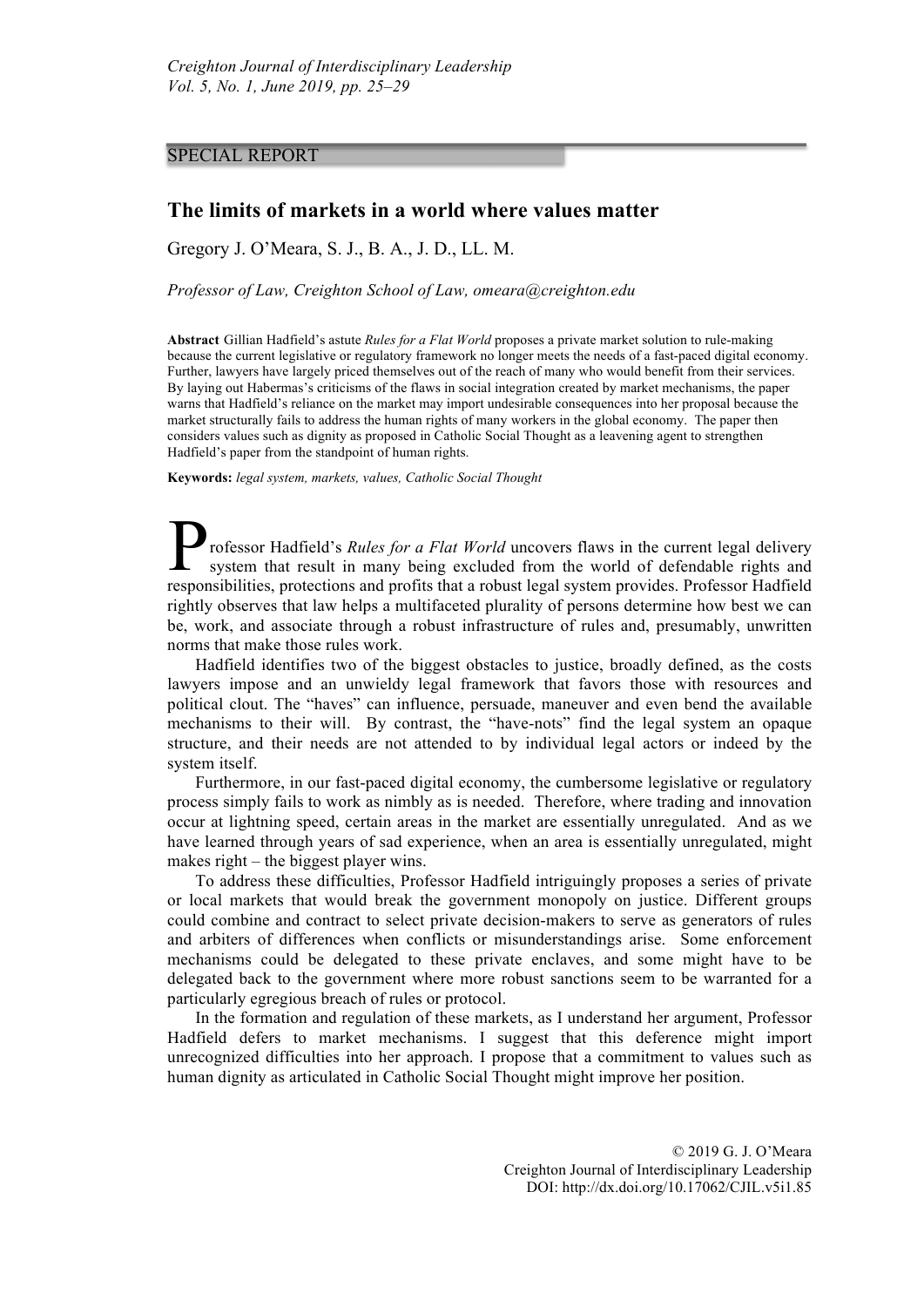SPECIAL REPORT

# The limits of markets in a world where values matter

Gregory J. O'Meara, S. J., B. A., J. D., LL. M.

*Professor of Law, Creighton School of Law, omeara@creighton.edu*

**Abstract** Gillian Hadfield's astute *Rules for a Flat World* proposes a private market solution to rule-making because the current legislative or regulatory framework no longer meets the needs of a fast-paced digital economy. Further, lawyers have largely priced themselves out of the reach of many who would benefit from their services. By laying out Habermas's criticisms of the flaws in social integration created by market mechanisms, the paper warns that Hadfield's reliance on the market may import undesirable consequences into her proposal because the market structurally fails to address the human rights of many workers in the global economy. The paper then considers values such as dignity as proposed in Catholic Social Thought as a leavening agent to strengthen Hadfield's paper from the standpoint of human rights.

**Keywords:** *legal system, markets, values, Catholic Social Thought*

Professor Hadfield's *Rules for a Flat World* uncovers flaws in the current legal delivery system that result in many being excluded from the world of defendable rights and responsibilities, protections and profits that a robust legal system provides. Professor Hadfield rightly observes that law helps a multifaceted plurality of persons determine how best we can be, work, and associate through a robust infrastructure of rules and, presumably, unwritten norms that make those rules work.

Hadfield identifies two of the biggest obstacles to justice, broadly defined, as the costs lawyers impose and an unwieldy legal framework that favors those with resources and political clout. The "haves" can influence, persuade, maneuver and even bend the available mechanisms to their will. By contrast, the "have-nots" find the legal system an opaque structure, and their needs are not attended to by individual legal actors or indeed by the system itself.

Furthermore, in our fast-paced digital economy, the cumbersome legislative or regulatory process simply fails to work as nimbly as is needed. Therefore, where trading and innovation occur at lightning speed, certain areas in the market are essentially unregulated. And as we have learned through years of sad experience, when an area is essentially unregulated, might makes right – the biggest player wins.

To address these difficulties, Professor Hadfield intriguingly proposes a series of private or local markets that would break the government monopoly on justice. Different groups could combine and contract to select private decision-makers to serve as generators of rules and arbiters of differences when conflicts or misunderstandings arise. Some enforcement mechanisms could be delegated to these private enclaves, and some might have to be delegated back to the government where more robust sanctions seem to be warranted for a particularly egregious breach of rules or protocol.

In the formation and regulation of these markets, as I understand her argument, Professor Hadfield defers to market mechanisms. I suggest that this deference might import unrecognized difficulties into her approach. I propose that a commitment to values such as human dignity as articulated in Catholic Social Thought might improve her position.

© 2019 G. J. O'Meara
Creighton Journal of Interdisciplinary Leadership
DOI: http://dx.doi.org/10.17062/CJIL.v5i1.85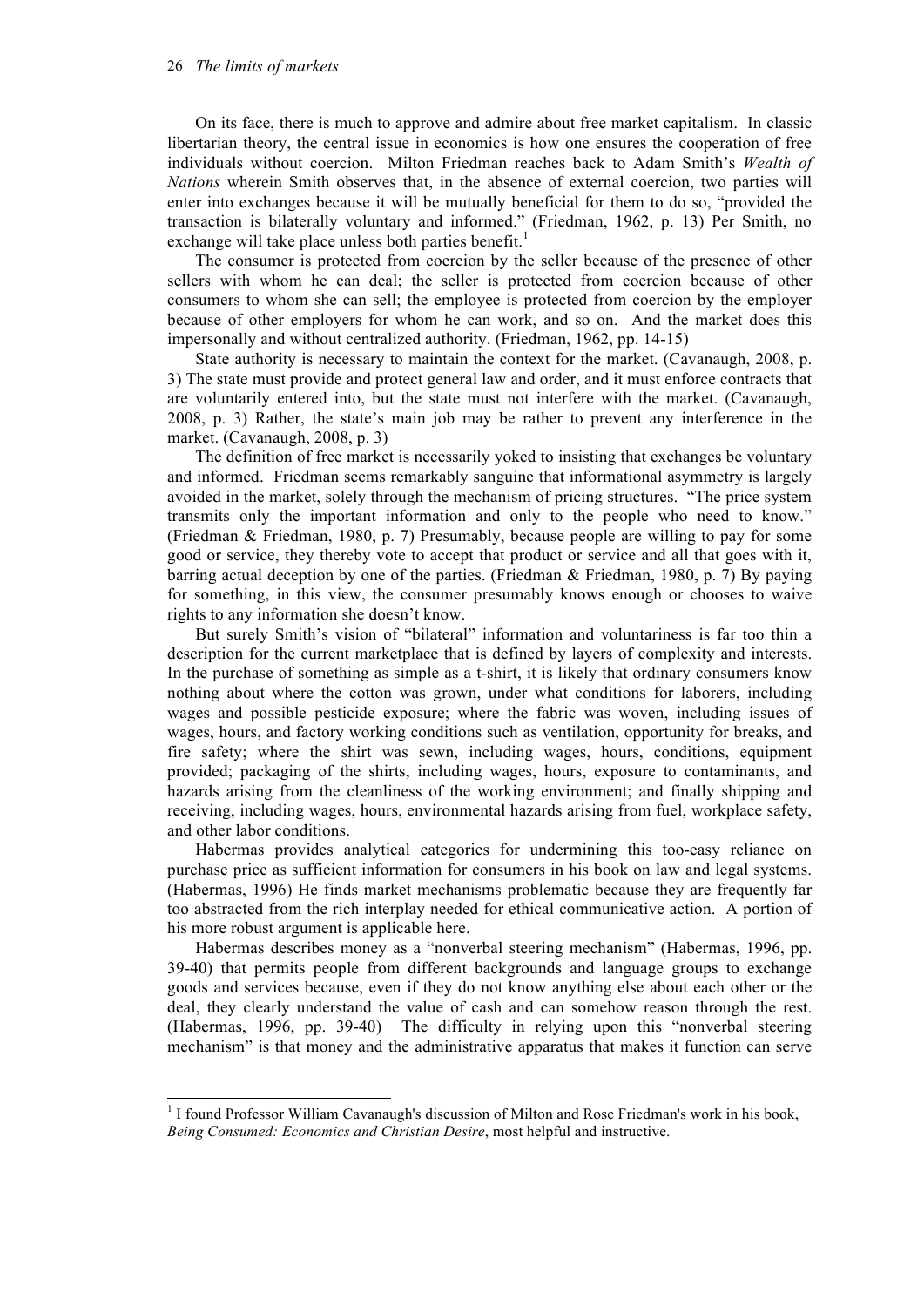On its face, there is much to approve and admire about free market capitalism. In classic libertarian theory, the central issue in economics is how one ensures the cooperation of free individuals without coercion. Milton Friedman reaches back to Adam Smith's *Wealth of Nations* wherein Smith observes that, in the absence of external coercion, two parties will enter into exchanges because it will be mutually beneficial for them to do so, "provided the transaction is bilaterally voluntary and informed." (Friedman, 1962, p. 13) Per Smith, no exchange will take place unless both parties benefit.[1]

The consumer is protected from coercion by the seller because of the presence of other sellers with whom he can deal; the seller is protected from coercion because of other consumers to whom she can sell; the employee is protected from coercion by the employer because of other employers for whom he can work, and so on. And the market does this impersonally and without centralized authority. (Friedman, 1962, pp. 14-15)

State authority is necessary to maintain the context for the market. (Cavanaugh, 2008, p. 3) The state must provide and protect general law and order, and it must enforce contracts that are voluntarily entered into, but the state must not interfere with the market. (Cavanaugh, 2008, p. 3) Rather, the state's main job may be rather to prevent any interference in the market. (Cavanaugh, 2008, p. 3)

The definition of free market is necessarily yoked to insisting that exchanges be voluntary and informed. Friedman seems remarkably sanguine that informational asymmetry is largely avoided in the market, solely through the mechanism of pricing structures. "The price system transmits only the important information and only to the people who need to know." (Friedman & Friedman, 1980, p. 7) Presumably, because people are willing to pay for some good or service, they thereby vote to accept that product or service and all that goes with it, barring actual deception by one of the parties. (Friedman & Friedman, 1980, p. 7) By paying for something, in this view, the consumer presumably knows enough or chooses to waive rights to any information she doesn't know.

But surely Smith's vision of "bilateral" information and voluntariness is far too thin a description for the current marketplace that is defined by layers of complexity and interests. In the purchase of something as simple as a t-shirt, it is likely that ordinary consumers know nothing about where the cotton was grown, under what conditions for laborers, including wages and possible pesticide exposure; where the fabric was woven, including issues of wages, hours, and factory working conditions such as ventilation, opportunity for breaks, and fire safety; where the shirt was sewn, including wages, hours, conditions, equipment provided; packaging of the shirts, including wages, hours, exposure to contaminants, and hazards arising from the cleanliness of the working environment; and finally shipping and receiving, including wages, hours, environmental hazards arising from fuel, workplace safety, and other labor conditions.

Habermas provides analytical categories for undermining this too-easy reliance on purchase price as sufficient information for consumers in his book on law and legal systems. (Habermas, 1996) He finds market mechanisms problematic because they are frequently far too abstracted from the rich interplay needed for ethical communicative action. A portion of his more robust argument is applicable here.

Habermas describes money as a "nonverbal steering mechanism" (Habermas, 1996, pp. 39-40) that permits people from different backgrounds and language groups to exchange goods and services because, even if they do not know anything else about each other or the deal, they clearly understand the value of cash and can somehow reason through the rest. (Habermas, 1996, pp. 39-40) The difficulty in relying upon this "nonverbal steering mechanism" is that money and the administrative apparatus that makes it function can serve

[1] I found Professor William Cavanaugh's discussion of Milton and Rose Friedman's work in his book, *Being Consumed: Economics and Christian Desire*, most helpful and instructive.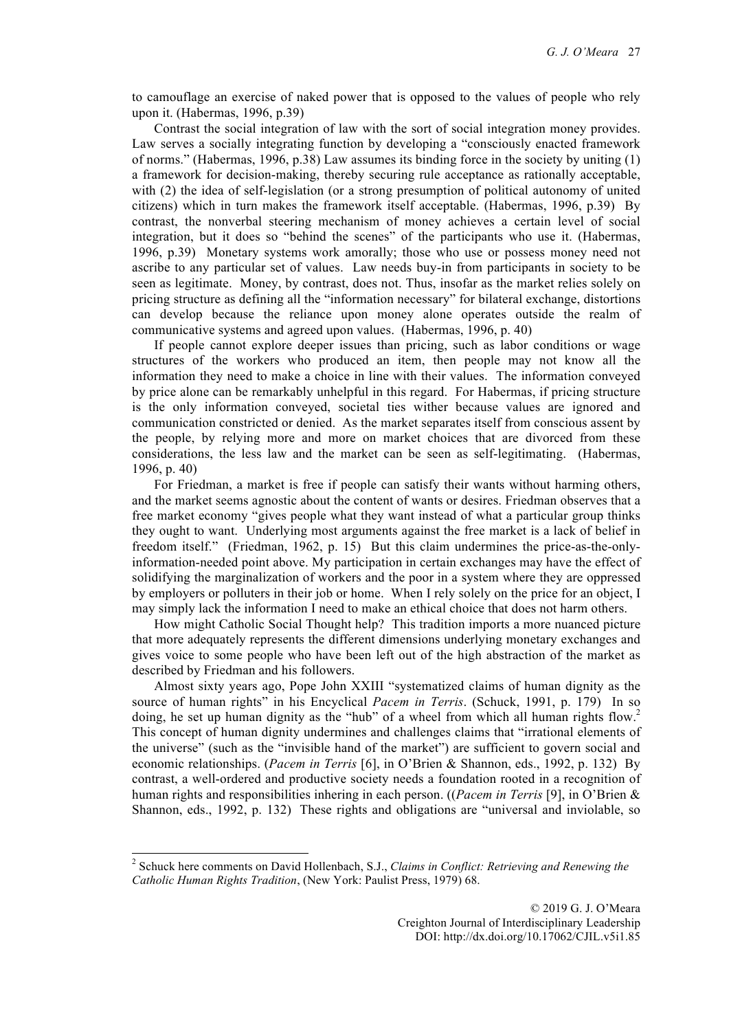to camouflage an exercise of naked power that is opposed to the values of people who rely upon it. (Habermas, 1996, p.39)

Contrast the social integration of law with the sort of social integration money provides. Law serves a socially integrating function by developing a "consciously enacted framework of norms." (Habermas, 1996, p.38) Law assumes its binding force in the society by uniting (1) a framework for decision-making, thereby securing rule acceptance as rationally acceptable, with (2) the idea of self-legislation (or a strong presumption of political autonomy of united citizens) which in turn makes the framework itself acceptable. (Habermas, 1996, p.39) By contrast, the nonverbal steering mechanism of money achieves a certain level of social integration, but it does so "behind the scenes" of the participants who use it. (Habermas, 1996, p.39) Monetary systems work amorally; those who use or possess money need not ascribe to any particular set of values. Law needs buy-in from participants in society to be seen as legitimate. Money, by contrast, does not. Thus, insofar as the market relies solely on pricing structure as defining all the "information necessary" for bilateral exchange, distortions can develop because the reliance upon money alone operates outside the realm of communicative systems and agreed upon values. (Habermas, 1996, p. 40)

If people cannot explore deeper issues than pricing, such as labor conditions or wage structures of the workers who produced an item, then people may not know all the information they need to make a choice in line with their values. The information conveyed by price alone can be remarkably unhelpful in this regard. For Habermas, if pricing structure is the only information conveyed, societal ties wither because values are ignored and communication constricted or denied. As the market separates itself from conscious assent by the people, by relying more and more on market choices that are divorced from these considerations, the less law and the market can be seen as self-legitimating. (Habermas, 1996, p. 40)

For Friedman, a market is free if people can satisfy their wants without harming others, and the market seems agnostic about the content of wants or desires. Friedman observes that a free market economy "gives people what they want instead of what a particular group thinks they ought to want. Underlying most arguments against the free market is a lack of belief in freedom itself." (Friedman, 1962, p. 15) But this claim undermines the price-as-the-only-information-needed point above. My participation in certain exchanges may have the effect of solidifying the marginalization of workers and the poor in a system where they are oppressed by employers or polluters in their job or home. When I rely solely on the price for an object, I may simply lack the information I need to make an ethical choice that does not harm others.

How might Catholic Social Thought help? This tradition imports a more nuanced picture that more adequately represents the different dimensions underlying monetary exchanges and gives voice to some people who have been left out of the high abstraction of the market as described by Friedman and his followers.

Almost sixty years ago, Pope John XXIII "systematized claims of human dignity as the source of human rights" in his Encyclical *Pacem in Terris*. (Schuck, 1991, p. 179) In so doing, he set up human dignity as the "hub" of a wheel from which all human rights flow.[2] This concept of human dignity undermines and challenges claims that "irrational elements of the universe" (such as the "invisible hand of the market") are sufficient to govern social and economic relationships. (*Pacem in Terris* [6], in O'Brien & Shannon, eds., 1992, p. 132) By contrast, a well-ordered and productive society needs a foundation rooted in a recognition of human rights and responsibilities inhering in each person. ((*Pacem in Terris* [9], in O'Brien & Shannon, eds., 1992, p. 132) These rights and obligations are "universal and inviolable, so

[2] Schuck here comments on David Hollenbach, S.J., *Claims in Conflict: Retrieving and Renewing the Catholic Human Rights Tradition*, (New York: Paulist Press, 1979) 68.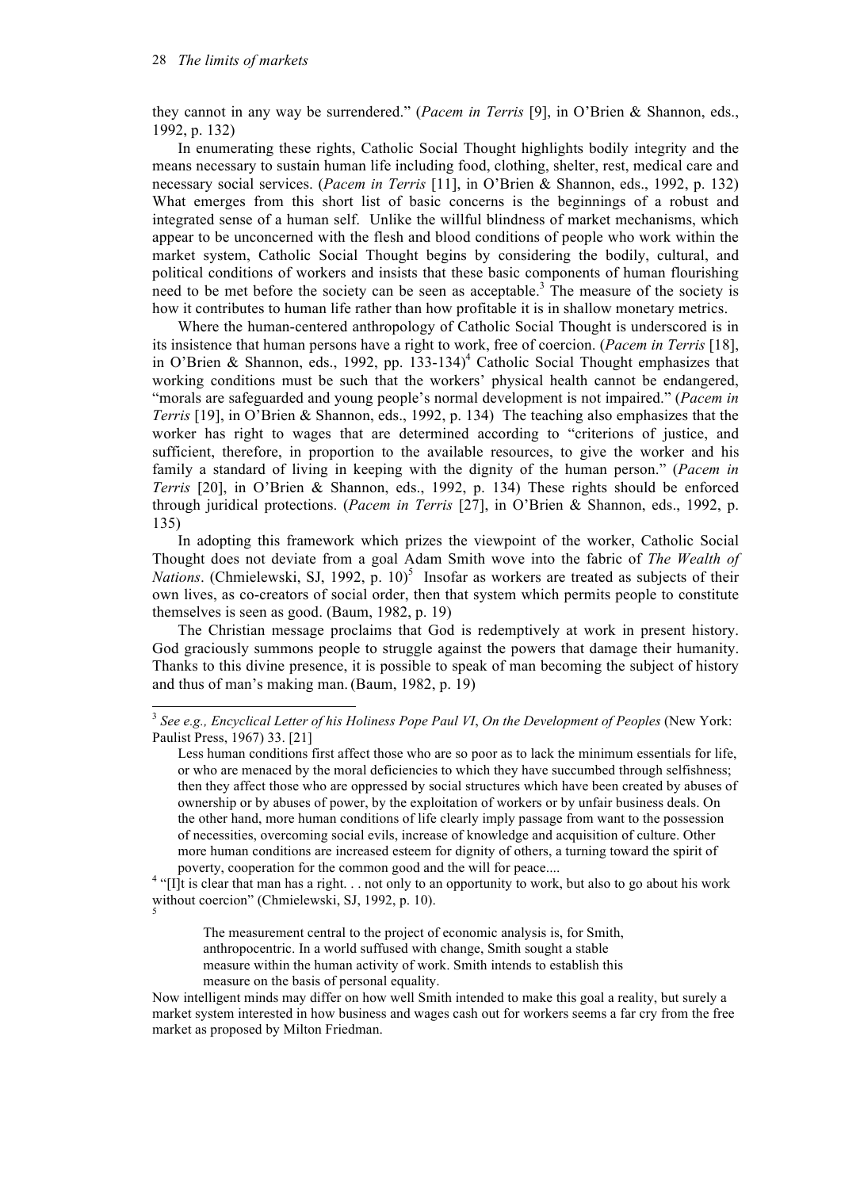they cannot in any way be surrendered." (*Pacem in Terris* [9], in O'Brien & Shannon, eds., 1992, p. 132)

In enumerating these rights, Catholic Social Thought highlights bodily integrity and the means necessary to sustain human life including food, clothing, shelter, rest, medical care and necessary social services. (*Pacem in Terris* [11], in O'Brien & Shannon, eds., 1992, p. 132) What emerges from this short list of basic concerns is the beginnings of a robust and integrated sense of a human self. Unlike the willful blindness of market mechanisms, which appear to be unconcerned with the flesh and blood conditions of people who work within the market system, Catholic Social Thought begins by considering the bodily, cultural, and political conditions of workers and insists that these basic components of human flourishing need to be met before the society can be seen as acceptable.[3] The measure of the society is how it contributes to human life rather than how profitable it is in shallow monetary metrics.

Where the human-centered anthropology of Catholic Social Thought is underscored is in its insistence that human persons have a right to work, free of coercion. (*Pacem in Terris* [18], in O'Brien & Shannon, eds., 1992, pp. 133-134)[4] Catholic Social Thought emphasizes that working conditions must be such that the workers' physical health cannot be endangered, "morals are safeguarded and young people's normal development is not impaired." (*Pacem in Terris* [19], in O'Brien & Shannon, eds., 1992, p. 134) The teaching also emphasizes that the worker has right to wages that are determined according to "criterions of justice, and sufficient, therefore, in proportion to the available resources, to give the worker and his family a standard of living in keeping with the dignity of the human person." (*Pacem in Terris* [20], in O'Brien & Shannon, eds., 1992, p. 134) These rights should be enforced through juridical protections. (*Pacem in Terris* [27], in O'Brien & Shannon, eds., 1992, p. 135)

In adopting this framework which prizes the viewpoint of the worker, Catholic Social Thought does not deviate from a goal Adam Smith wove into the fabric of *The Wealth of Nations*. (Chmielewski, SJ, 1992, p. 10)[5] Insofar as workers are treated as subjects of their own lives, as co-creators of social order, then that system which permits people to constitute themselves is seen as good. (Baum, 1982, p. 19)

The Christian message proclaims that God is redemptively at work in present history. God graciously summons people to struggle against the powers that damage their humanity. Thanks to this divine presence, it is possible to speak of man becoming the subject of history and thus of man's making man. (Baum, 1982, p. 19)

---

[3] *See e.g., Encyclical Letter of his Holiness Pope Paul VI*, *On the Development of Peoples* (New York: Paulist Press, 1967) 33. [21]

> Less human conditions first affect those who are so poor as to lack the minimum essentials for life, or who are menaced by the moral deficiencies to which they have succumbed through selfishness; then they affect those who are oppressed by social structures which have been created by abuses of ownership or by abuses of power, by the exploitation of workers or by unfair business deals. On the other hand, more human conditions of life clearly imply passage from want to the possession of necessities, overcoming social evils, increase of knowledge and acquisition of culture. Other more human conditions are increased esteem for dignity of others, a turning toward the spirit of poverty, cooperation for the common good and the will for peace....

[4] "[I]t is clear that man has a right. . . not only to an opportunity to work, but also to go about his work without coercion" (Chmielewski, SJ, 1992, p. 10).

[5]

> The measurement central to the project of economic analysis is, for Smith, anthropocentric. In a world suffused with change, Smith sought a stable measure within the human activity of work. Smith intends to establish this measure on the basis of personal equality.

Now intelligent minds may differ on how well Smith intended to make this goal a reality, but surely a market system interested in how business and wages cash out for workers seems a far cry from the free market as proposed by Milton Friedman.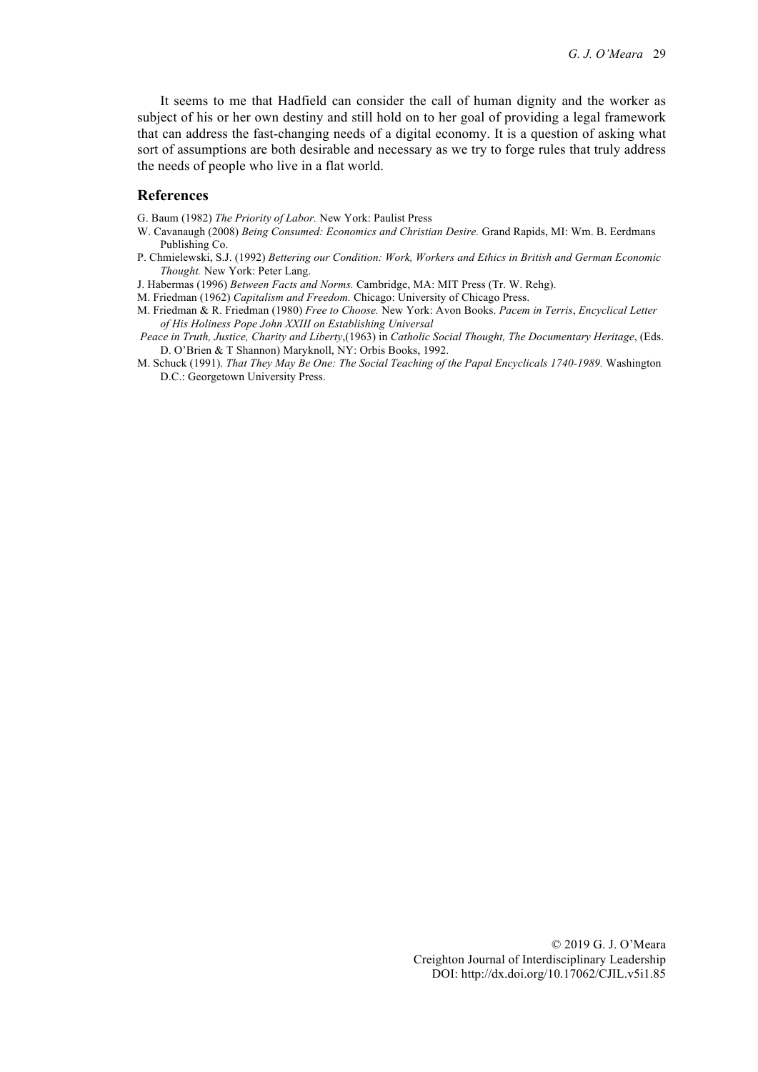It seems to me that Hadfield can consider the call of human dignity and the worker as subject of his or her own destiny and still hold on to her goal of providing a legal framework that can address the fast-changing needs of a digital economy. It is a question of asking what sort of assumptions are both desirable and necessary as we try to forge rules that truly address the needs of people who live in a flat world.

## References

G. Baum (1982) *The Priority of Labor.* New York: Paulist Press

W. Cavanaugh (2008) *Being Consumed: Economics and Christian Desire.* Grand Rapids, MI: Wm. B. Eerdmans Publishing Co.

P. Chmielewski, S.J. (1992) *Bettering our Condition: Work, Workers and Ethics in British and German Economic Thought.* New York: Peter Lang.

J. Habermas (1996) *Between Facts and Norms.* Cambridge, MA: MIT Press (Tr. W. Rehg).

M. Friedman (1962) *Capitalism and Freedom.* Chicago: University of Chicago Press.

M. Friedman & R. Friedman (1980) *Free to Choose.* New York: Avon Books. *Pacem in Terris*, *Encyclical Letter of His Holiness Pope John XXIII on Establishing Universal Peace in Truth, Justice, Charity and Liberty*,(1963) in *Catholic Social Thought, The Documentary Heritage*, (Eds. D. O'Brien & T Shannon) Maryknoll, NY: Orbis Books, 1992.

M. Schuck (1991). *That They May Be One: The Social Teaching of the Papal Encyclicals 1740-1989.* Washington D.C.: Georgetown University Press.

© 2019 G. J. O'Meara
Creighton Journal of Interdisciplinary Leadership
DOI: http://dx.doi.org/10.17062/CJIL.v5i1.85